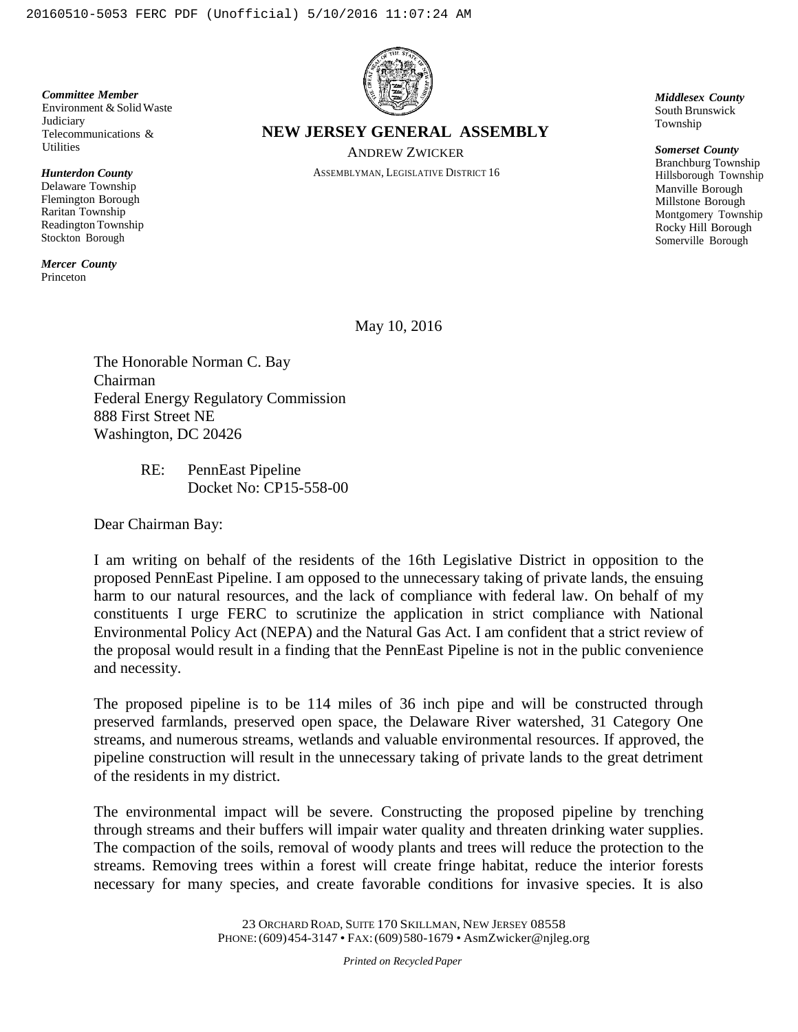*Committee Member*
Environment & Solid Waste
Judiciary
Telecommunications & Utilities

*Hunterdon County*
Delaware Township
Flemington Borough
Raritan Township
Readington Township
Stockton Borough

*Mercer County*
Princeton

**NEW JERSEY GENERAL ASSEMBLY**

ANDREW ZWICKER

ASSEMBLYMAN, LEGISLATIVE DISTRICT 16

*Middlesex County*
South Brunswick Township

*Somerset County*
Branchburg Township
Hillsborough Township
Manville Borough
Millstone Borough
Montgomery Township
Rocky Hill Borough
Somerville Borough

May 10, 2016

The Honorable Norman C. Bay
Chairman
Federal Energy Regulatory Commission
888 First Street NE
Washington, DC 20426

RE: PennEast Pipeline
Docket No: CP15-558-00

Dear Chairman Bay:

I am writing on behalf of the residents of the 16th Legislative District in opposition to the proposed PennEast Pipeline. I am opposed to the unnecessary taking of private lands, the ensuing harm to our natural resources, and the lack of compliance with federal law. On behalf of my constituents I urge FERC to scrutinize the application in strict compliance with National Environmental Policy Act (NEPA) and the Natural Gas Act. I am confident that a strict review of the proposal would result in a finding that the PennEast Pipeline is not in the public convenience and necessity.

The proposed pipeline is to be 114 miles of 36 inch pipe and will be constructed through preserved farmlands, preserved open space, the Delaware River watershed, 31 Category One streams, and numerous streams, wetlands and valuable environmental resources. If approved, the pipeline construction will result in the unnecessary taking of private lands to the great detriment of the residents in my district.

The environmental impact will be severe. Constructing the proposed pipeline by trenching through streams and their buffers will impair water quality and threaten drinking water supplies. The compaction of the soils, removal of woody plants and trees will reduce the protection to the streams. Removing trees within a forest will create fringe habitat, reduce the interior forests necessary for many species, and create favorable conditions for invasive species. It is also

23 ORCHARD ROAD, SUITE 170 SKILLMAN, NEW JERSEY 08558
PHONE: (609) 454-3147 • FAX: (609) 580-1679 • AsmZwicker@njleg.org

*Printed on Recycled Paper*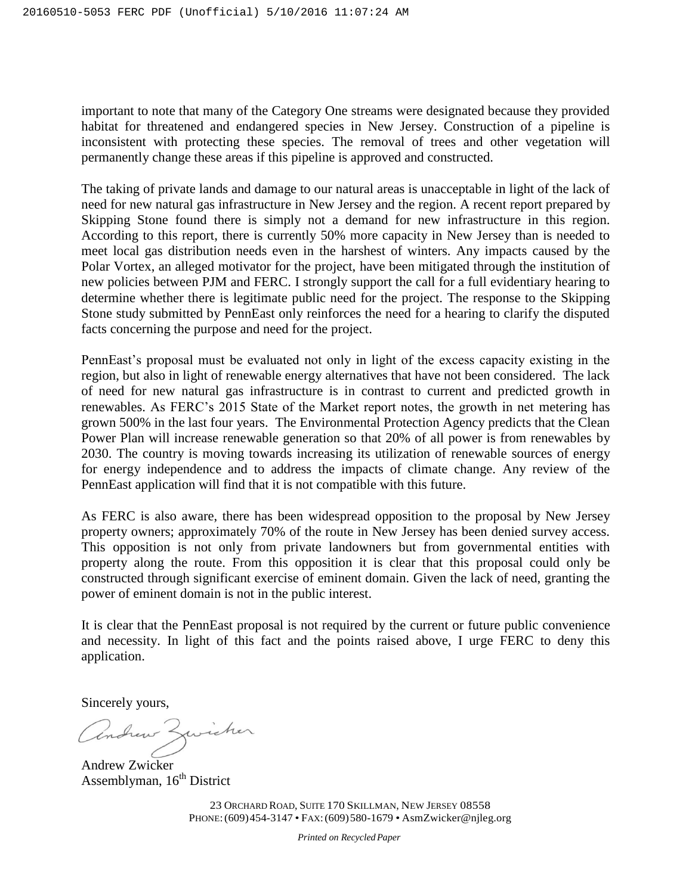important to note that many of the Category One streams were designated because they provided habitat for threatened and endangered species in New Jersey. Construction of a pipeline is inconsistent with protecting these species. The removal of trees and other vegetation will permanently change these areas if this pipeline is approved and constructed.

The taking of private lands and damage to our natural areas is unacceptable in light of the lack of need for new natural gas infrastructure in New Jersey and the region. A recent report prepared by Skipping Stone found there is simply not a demand for new infrastructure in this region. According to this report, there is currently 50% more capacity in New Jersey than is needed to meet local gas distribution needs even in the harshest of winters. Any impacts caused by the Polar Vortex, an alleged motivator for the project, have been mitigated through the institution of new policies between PJM and FERC. I strongly support the call for a full evidentiary hearing to determine whether there is legitimate public need for the project. The response to the Skipping Stone study submitted by PennEast only reinforces the need for a hearing to clarify the disputed facts concerning the purpose and need for the project.

PennEast's proposal must be evaluated not only in light of the excess capacity existing in the region, but also in light of renewable energy alternatives that have not been considered. The lack of need for new natural gas infrastructure is in contrast to current and predicted growth in renewables. As FERC's 2015 State of the Market report notes, the growth in net metering has grown 500% in the last four years. The Environmental Protection Agency predicts that the Clean Power Plan will increase renewable generation so that 20% of all power is from renewables by 2030. The country is moving towards increasing its utilization of renewable sources of energy for energy independence and to address the impacts of climate change. Any review of the PennEast application will find that it is not compatible with this future.

As FERC is also aware, there has been widespread opposition to the proposal by New Jersey property owners; approximately 70% of the route in New Jersey has been denied survey access. This opposition is not only from private landowners but from governmental entities with property along the route. From this opposition it is clear that this proposal could only be constructed through significant exercise of eminent domain. Given the lack of need, granting the power of eminent domain is not in the public interest.

It is clear that the PennEast proposal is not required by the current or future public convenience and necessity. In light of this fact and the points raised above, I urge FERC to deny this application.

Sincerely yours,

Andrew Zwicker
Assemblyman, 16th District

23 Orchard Road, Suite 170 Skillman, New Jersey 08558
Phone: (609) 454-3147 • Fax: (609) 580-1679 • AsmZwicker@njleg.org

*Printed on Recycled Paper*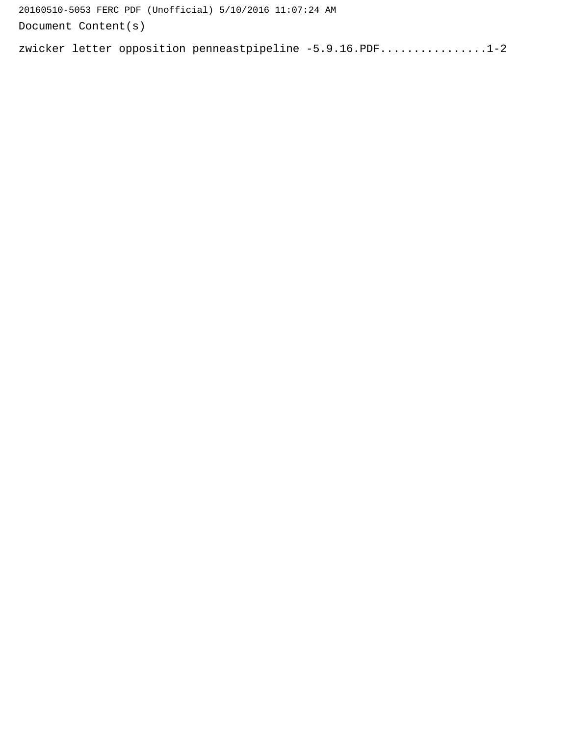20160510-5053 FERC PDF (Unofficial) 5/10/2016 11:07:24 AM

Document Content(s)

zwicker letter opposition penneastpipeline -5.9.16.PDF................1-2